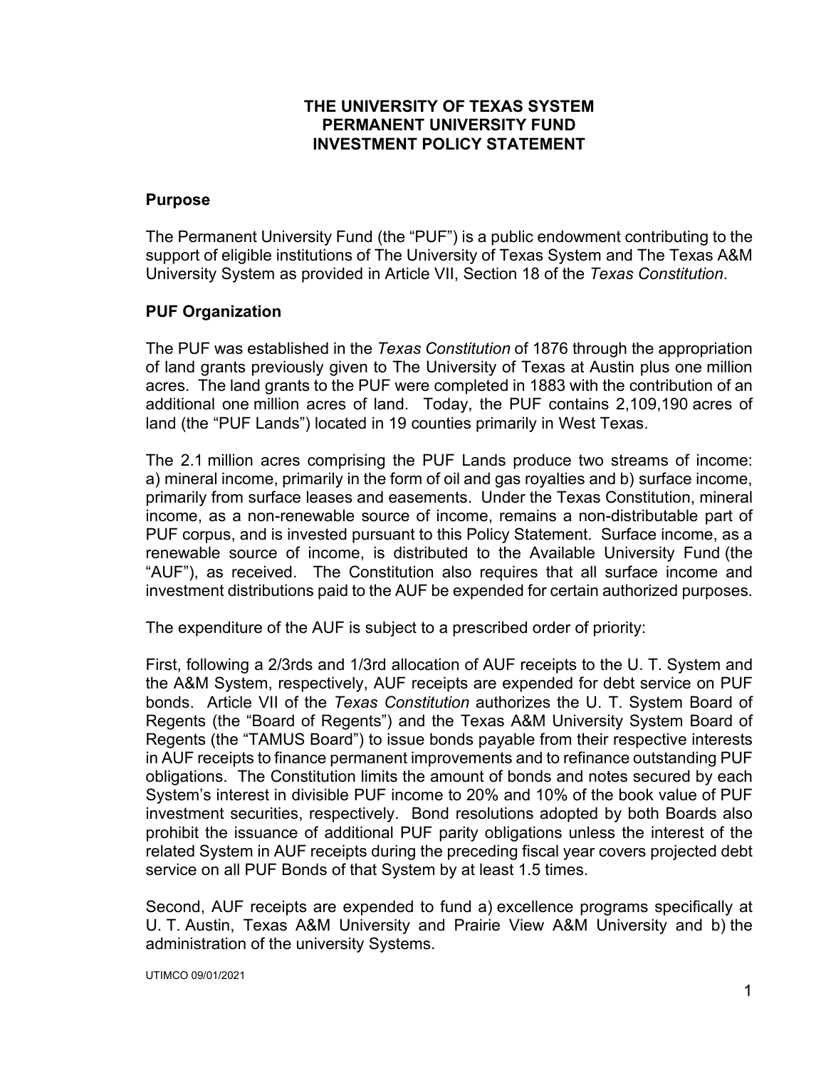# THE UNIVERSITY OF TEXAS SYSTEM
# PERMANENT UNIVERSITY FUND
# INVESTMENT POLICY STATEMENT

## Purpose

The Permanent University Fund (the "PUF") is a public endowment contributing to the support of eligible institutions of The University of Texas System and The Texas A&M University System as provided in Article VII, Section 18 of the *Texas Constitution*.

## PUF Organization

The PUF was established in the *Texas Constitution* of 1876 through the appropriation of land grants previously given to The University of Texas at Austin plus one million acres. The land grants to the PUF were completed in 1883 with the contribution of an additional one million acres of land. Today, the PUF contains 2,109,190 acres of land (the "PUF Lands") located in 19 counties primarily in West Texas.

The 2.1 million acres comprising the PUF Lands produce two streams of income: a) mineral income, primarily in the form of oil and gas royalties and b) surface income, primarily from surface leases and easements. Under the Texas Constitution, mineral income, as a non-renewable source of income, remains a non-distributable part of PUF corpus, and is invested pursuant to this Policy Statement. Surface income, as a renewable source of income, is distributed to the Available University Fund (the "AUF"), as received. The Constitution also requires that all surface income and investment distributions paid to the AUF be expended for certain authorized purposes.

The expenditure of the AUF is subject to a prescribed order of priority:

First, following a 2/3rds and 1/3rd allocation of AUF receipts to the U. T. System and the A&M System, respectively, AUF receipts are expended for debt service on PUF bonds. Article VII of the *Texas Constitution* authorizes the U. T. System Board of Regents (the "Board of Regents") and the Texas A&M University System Board of Regents (the "TAMUS Board") to issue bonds payable from their respective interests in AUF receipts to finance permanent improvements and to refinance outstanding PUF obligations. The Constitution limits the amount of bonds and notes secured by each System's interest in divisible PUF income to 20% and 10% of the book value of PUF investment securities, respectively. Bond resolutions adopted by both Boards also prohibit the issuance of additional PUF parity obligations unless the interest of the related System in AUF receipts during the preceding fiscal year covers projected debt service on all PUF Bonds of that System by at least 1.5 times.

Second, AUF receipts are expended to fund a) excellence programs specifically at U. T. Austin, Texas A&M University and Prairie View A&M University and b) the administration of the university Systems.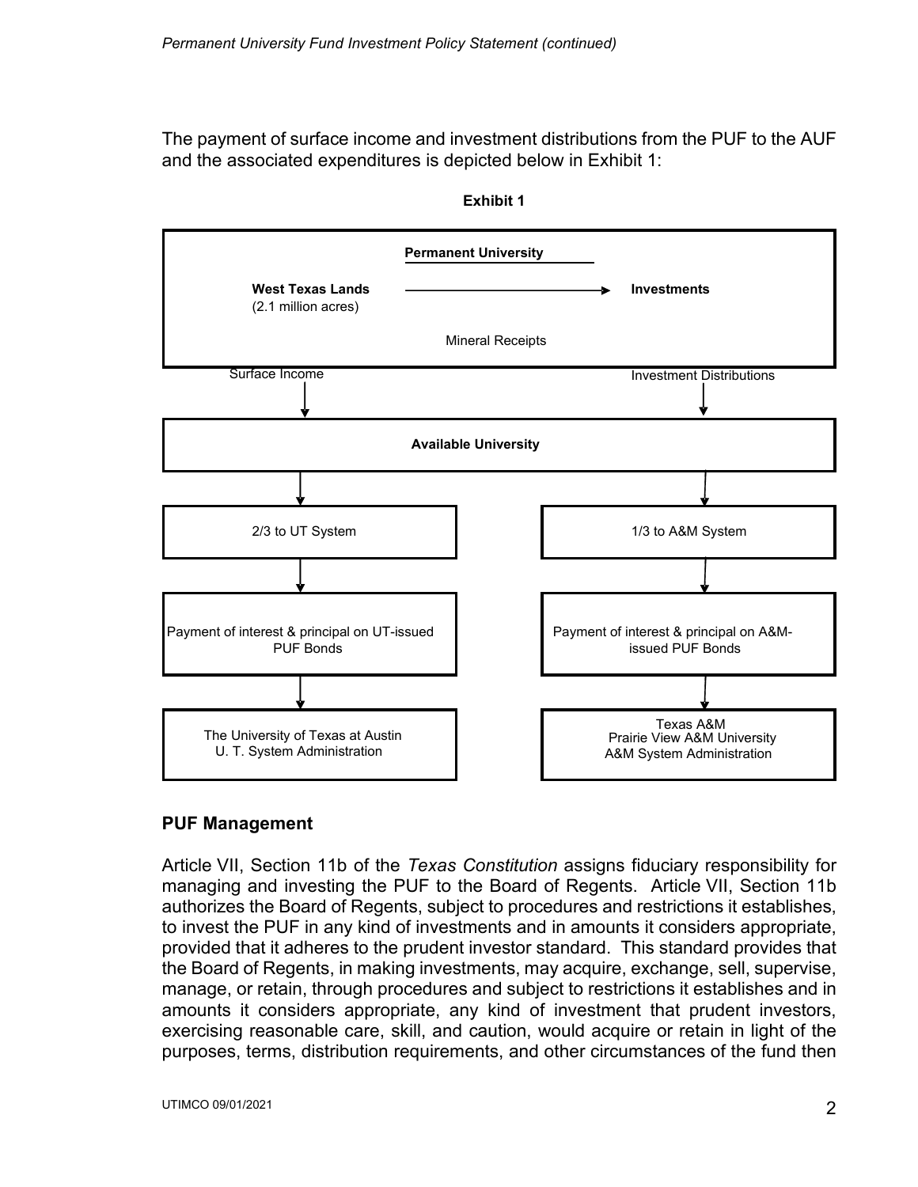The payment of surface income and investment distributions from the PUF to the AUF and the associated expenditures is depicted below in Exhibit 1:

**Exhibit 1**

**Permanent University**

**West Texas Lands** (2.1 million acres) → **Investments**

Mineral Receipts

Surface Income

Investment Distributions

**Available University**

2/3 to UT System

1/3 to A&M System

Payment of interest & principal on UT-issued PUF Bonds

Payment of interest & principal on A&M-issued PUF Bonds

The University of Texas at Austin
U. T. System Administration

Texas A&M
Prairie View A&M University
A&M System Administration

## PUF Management

Article VII, Section 11b of the *Texas Constitution* assigns fiduciary responsibility for managing and investing the PUF to the Board of Regents. Article VII, Section 11b authorizes the Board of Regents, subject to procedures and restrictions it establishes, to invest the PUF in any kind of investments and in amounts it considers appropriate, provided that it adheres to the prudent investor standard. This standard provides that the Board of Regents, in making investments, may acquire, exchange, sell, supervise, manage, or retain, through procedures and subject to restrictions it establishes and in amounts it considers appropriate, any kind of investment that prudent investors, exercising reasonable care, skill, and caution, would acquire or retain in light of the purposes, terms, distribution requirements, and other circumstances of the fund then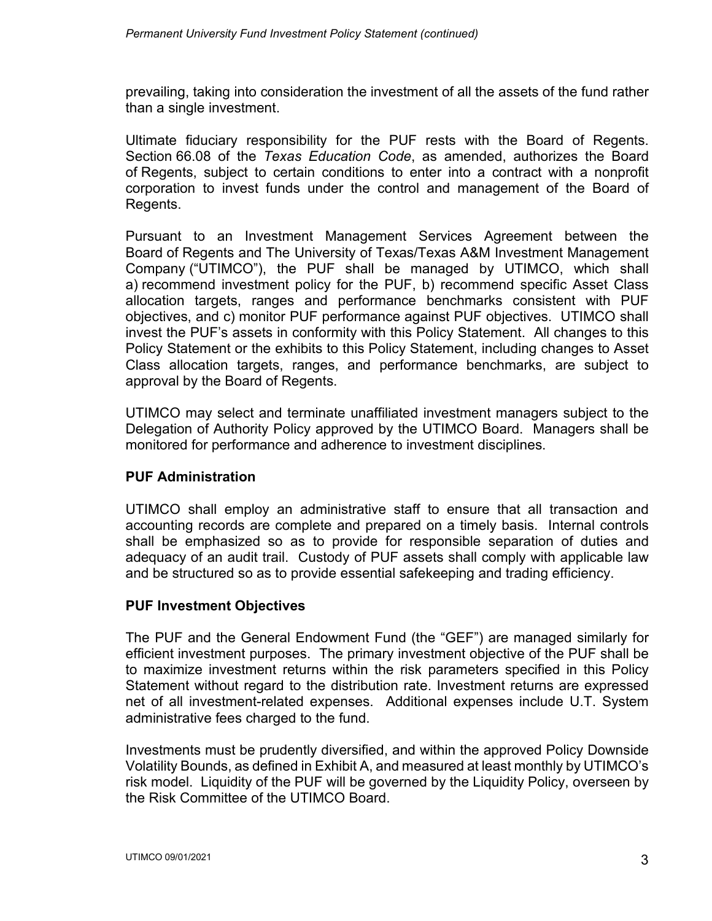prevailing, taking into consideration the investment of all the assets of the fund rather than a single investment.

Ultimate fiduciary responsibility for the PUF rests with the Board of Regents. Section 66.08 of the *Texas Education Code*, as amended, authorizes the Board of Regents, subject to certain conditions to enter into a contract with a nonprofit corporation to invest funds under the control and management of the Board of Regents.

Pursuant to an Investment Management Services Agreement between the Board of Regents and The University of Texas/Texas A&M Investment Management Company ("UTIMCO"), the PUF shall be managed by UTIMCO, which shall a) recommend investment policy for the PUF, b) recommend specific Asset Class allocation targets, ranges and performance benchmarks consistent with PUF objectives, and c) monitor PUF performance against PUF objectives. UTIMCO shall invest the PUF's assets in conformity with this Policy Statement. All changes to this Policy Statement or the exhibits to this Policy Statement, including changes to Asset Class allocation targets, ranges, and performance benchmarks, are subject to approval by the Board of Regents.

UTIMCO may select and terminate unaffiliated investment managers subject to the Delegation of Authority Policy approved by the UTIMCO Board. Managers shall be monitored for performance and adherence to investment disciplines.

## PUF Administration

UTIMCO shall employ an administrative staff to ensure that all transaction and accounting records are complete and prepared on a timely basis. Internal controls shall be emphasized so as to provide for responsible separation of duties and adequacy of an audit trail. Custody of PUF assets shall comply with applicable law and be structured so as to provide essential safekeeping and trading efficiency.

## PUF Investment Objectives

The PUF and the General Endowment Fund (the "GEF") are managed similarly for efficient investment purposes. The primary investment objective of the PUF shall be to maximize investment returns within the risk parameters specified in this Policy Statement without regard to the distribution rate. Investment returns are expressed net of all investment-related expenses. Additional expenses include U.T. System administrative fees charged to the fund.

Investments must be prudently diversified, and within the approved Policy Downside Volatility Bounds, as defined in Exhibit A, and measured at least monthly by UTIMCO's risk model. Liquidity of the PUF will be governed by the Liquidity Policy, overseen by the Risk Committee of the UTIMCO Board.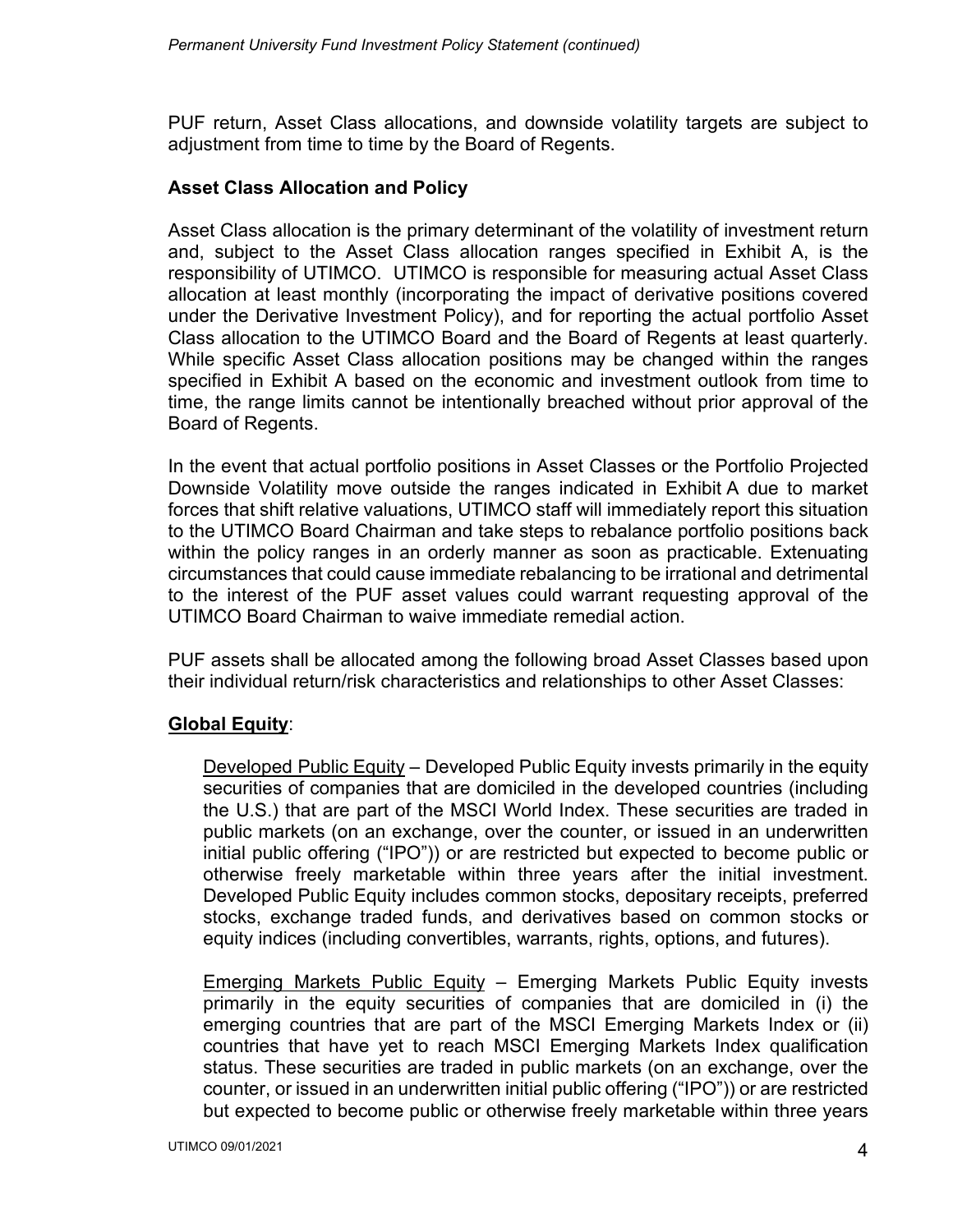PUF return, Asset Class allocations, and downside volatility targets are subject to adjustment from time to time by the Board of Regents.

**Asset Class Allocation and Policy**

Asset Class allocation is the primary determinant of the volatility of investment return and, subject to the Asset Class allocation ranges specified in Exhibit A, is the responsibility of UTIMCO. UTIMCO is responsible for measuring actual Asset Class allocation at least monthly (incorporating the impact of derivative positions covered under the Derivative Investment Policy), and for reporting the actual portfolio Asset Class allocation to the UTIMCO Board and the Board of Regents at least quarterly. While specific Asset Class allocation positions may be changed within the ranges specified in Exhibit A based on the economic and investment outlook from time to time, the range limits cannot be intentionally breached without prior approval of the Board of Regents.

In the event that actual portfolio positions in Asset Classes or the Portfolio Projected Downside Volatility move outside the ranges indicated in Exhibit A due to market forces that shift relative valuations, UTIMCO staff will immediately report this situation to the UTIMCO Board Chairman and take steps to rebalance portfolio positions back within the policy ranges in an orderly manner as soon as practicable. Extenuating circumstances that could cause immediate rebalancing to be irrational and detrimental to the interest of the PUF asset values could warrant requesting approval of the UTIMCO Board Chairman to waive immediate remedial action.

PUF assets shall be allocated among the following broad Asset Classes based upon their individual return/risk characteristics and relationships to other Asset Classes:

**<u>Global Equity</u>**:

<u>Developed Public Equity</u> – Developed Public Equity invests primarily in the equity securities of companies that are domiciled in the developed countries (including the U.S.) that are part of the MSCI World Index. These securities are traded in public markets (on an exchange, over the counter, or issued in an underwritten initial public offering ("IPO")) or are restricted but expected to become public or otherwise freely marketable within three years after the initial investment. Developed Public Equity includes common stocks, depositary receipts, preferred stocks, exchange traded funds, and derivatives based on common stocks or equity indices (including convertibles, warrants, rights, options, and futures).

<u>Emerging Markets Public Equity</u> – Emerging Markets Public Equity invests primarily in the equity securities of companies that are domiciled in (i) the emerging countries that are part of the MSCI Emerging Markets Index or (ii) countries that have yet to reach MSCI Emerging Markets Index qualification status. These securities are traded in public markets (on an exchange, over the counter, or issued in an underwritten initial public offering ("IPO")) or are restricted but expected to become public or otherwise freely marketable within three years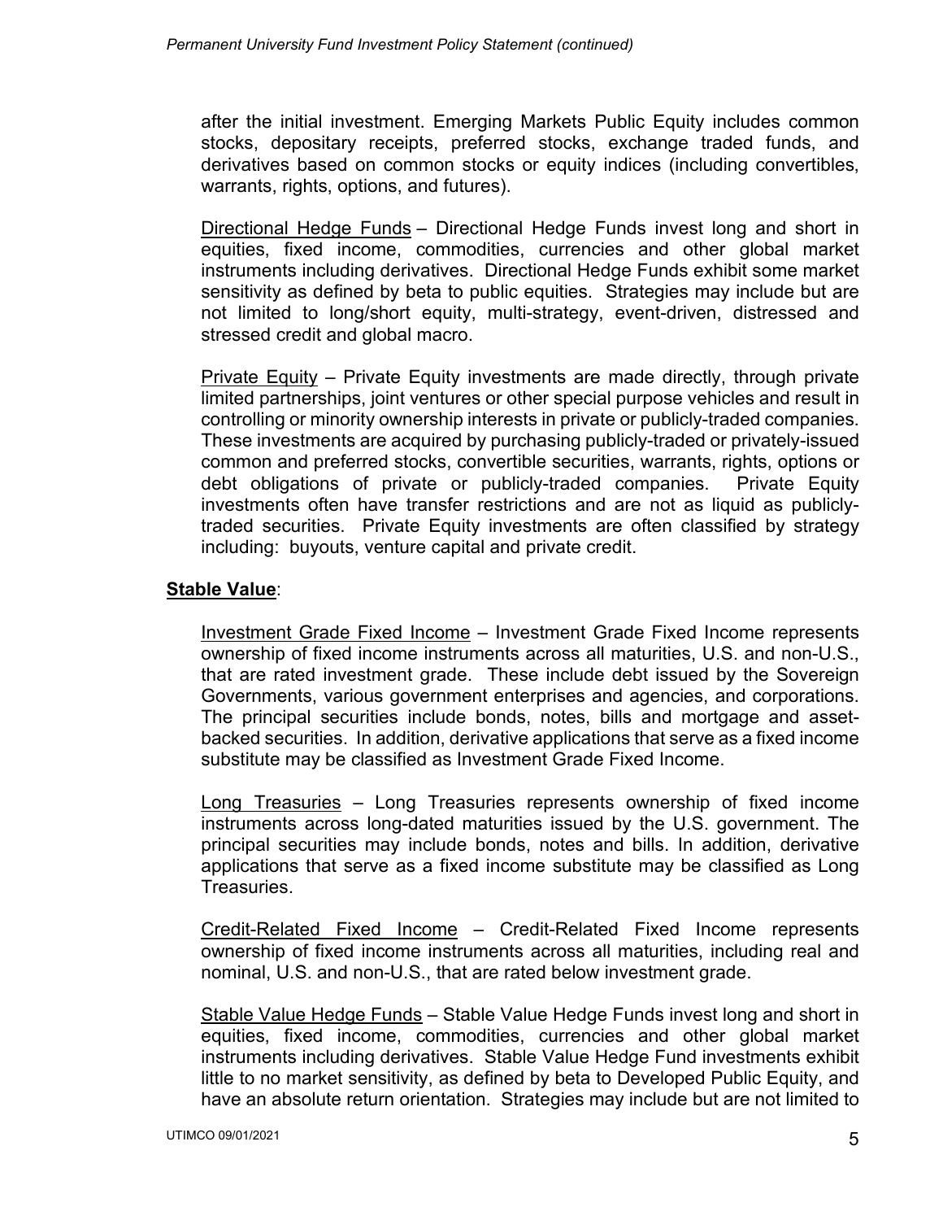after the initial investment. Emerging Markets Public Equity includes common stocks, depositary receipts, preferred stocks, exchange traded funds, and derivatives based on common stocks or equity indices (including convertibles, warrants, rights, options, and futures).

Directional Hedge Funds – Directional Hedge Funds invest long and short in equities, fixed income, commodities, currencies and other global market instruments including derivatives. Directional Hedge Funds exhibit some market sensitivity as defined by beta to public equities. Strategies may include but are not limited to long/short equity, multi-strategy, event-driven, distressed and stressed credit and global macro.

Private Equity – Private Equity investments are made directly, through private limited partnerships, joint ventures or other special purpose vehicles and result in controlling or minority ownership interests in private or publicly-traded companies. These investments are acquired by purchasing publicly-traded or privately-issued common and preferred stocks, convertible securities, warrants, rights, options or debt obligations of private or publicly-traded companies. Private Equity investments often have transfer restrictions and are not as liquid as publicly-traded securities. Private Equity investments are often classified by strategy including: buyouts, venture capital and private credit.

**Stable Value**:

Investment Grade Fixed Income – Investment Grade Fixed Income represents ownership of fixed income instruments across all maturities, U.S. and non-U.S., that are rated investment grade. These include debt issued by the Sovereign Governments, various government enterprises and agencies, and corporations. The principal securities include bonds, notes, bills and mortgage and asset-backed securities. In addition, derivative applications that serve as a fixed income substitute may be classified as Investment Grade Fixed Income.

Long Treasuries – Long Treasuries represents ownership of fixed income instruments across long-dated maturities issued by the U.S. government. The principal securities may include bonds, notes and bills. In addition, derivative applications that serve as a fixed income substitute may be classified as Long Treasuries.

Credit-Related Fixed Income – Credit-Related Fixed Income represents ownership of fixed income instruments across all maturities, including real and nominal, U.S. and non-U.S., that are rated below investment grade.

Stable Value Hedge Funds – Stable Value Hedge Funds invest long and short in equities, fixed income, commodities, currencies and other global market instruments including derivatives. Stable Value Hedge Fund investments exhibit little to no market sensitivity, as defined by beta to Developed Public Equity, and have an absolute return orientation. Strategies may include but are not limited to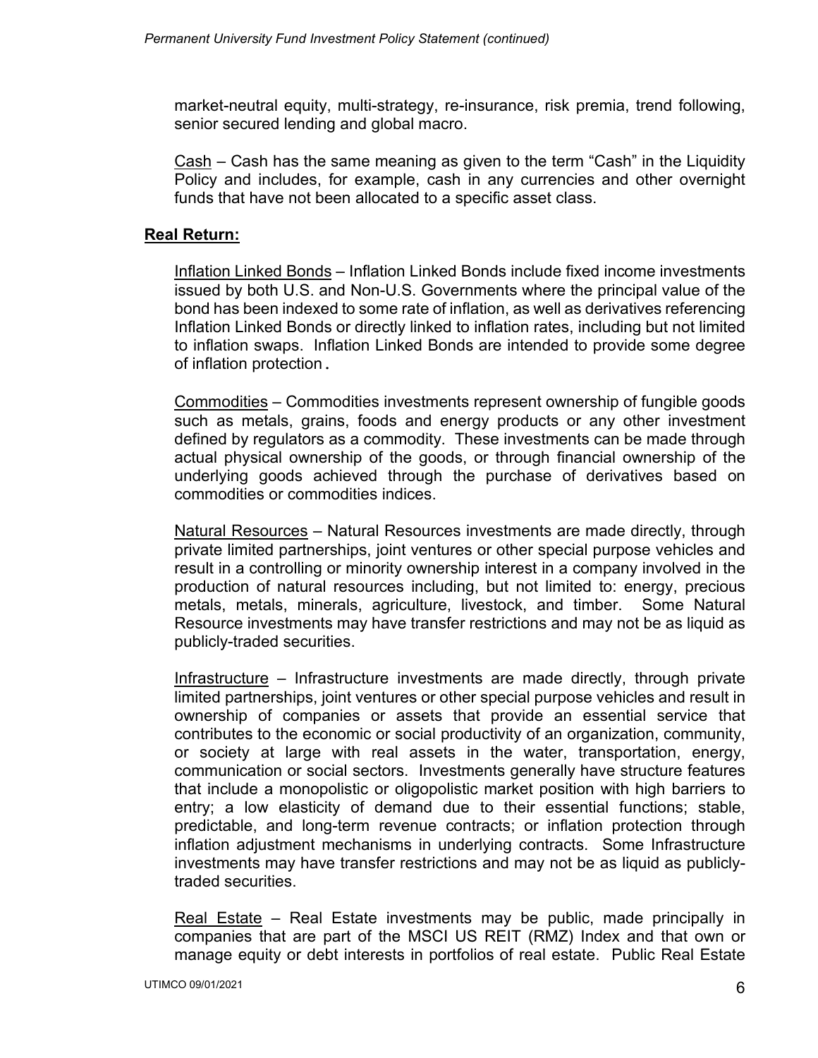market-neutral equity, multi-strategy, re-insurance, risk premia, trend following, senior secured lending and global macro.

Cash – Cash has the same meaning as given to the term "Cash" in the Liquidity Policy and includes, for example, cash in any currencies and other overnight funds that have not been allocated to a specific asset class.

**Real Return:**

Inflation Linked Bonds – Inflation Linked Bonds include fixed income investments issued by both U.S. and Non-U.S. Governments where the principal value of the bond has been indexed to some rate of inflation, as well as derivatives referencing Inflation Linked Bonds or directly linked to inflation rates, including but not limited to inflation swaps. Inflation Linked Bonds are intended to provide some degree of inflation protection.

Commodities – Commodities investments represent ownership of fungible goods such as metals, grains, foods and energy products or any other investment defined by regulators as a commodity. These investments can be made through actual physical ownership of the goods, or through financial ownership of the underlying goods achieved through the purchase of derivatives based on commodities or commodities indices.

Natural Resources – Natural Resources investments are made directly, through private limited partnerships, joint ventures or other special purpose vehicles and result in a controlling or minority ownership interest in a company involved in the production of natural resources including, but not limited to: energy, precious metals, metals, minerals, agriculture, livestock, and timber. Some Natural Resource investments may have transfer restrictions and may not be as liquid as publicly-traded securities.

Infrastructure – Infrastructure investments are made directly, through private limited partnerships, joint ventures or other special purpose vehicles and result in ownership of companies or assets that provide an essential service that contributes to the economic or social productivity of an organization, community, or society at large with real assets in the water, transportation, energy, communication or social sectors. Investments generally have structure features that include a monopolistic or oligopolistic market position with high barriers to entry; a low elasticity of demand due to their essential functions; stable, predictable, and long-term revenue contracts; or inflation protection through inflation adjustment mechanisms in underlying contracts. Some Infrastructure investments may have transfer restrictions and may not be as liquid as publicly-traded securities.

Real Estate – Real Estate investments may be public, made principally in companies that are part of the MSCI US REIT (RMZ) Index and that own or manage equity or debt interests in portfolios of real estate. Public Real Estate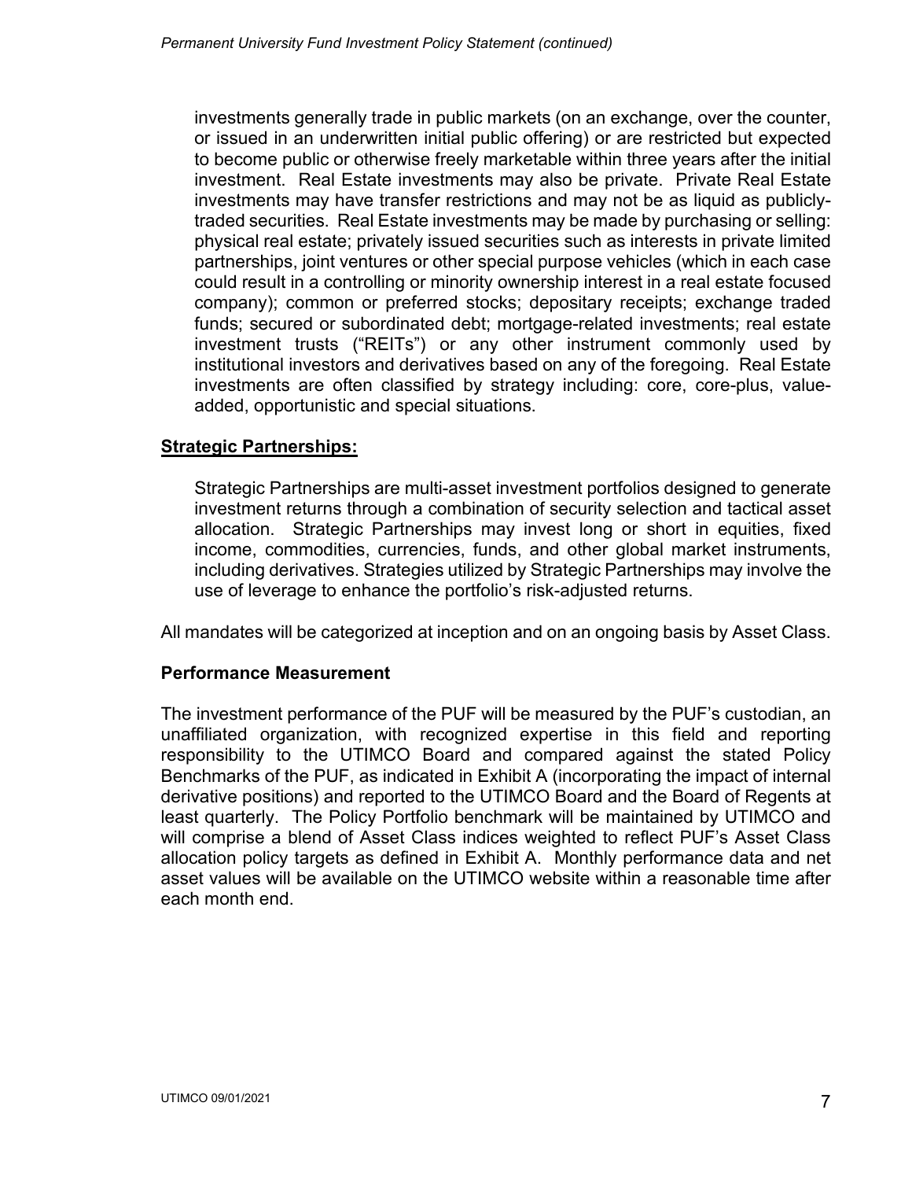investments generally trade in public markets (on an exchange, over the counter, or issued in an underwritten initial public offering) or are restricted but expected to become public or otherwise freely marketable within three years after the initial investment. Real Estate investments may also be private. Private Real Estate investments may have transfer restrictions and may not be as liquid as publicly-traded securities. Real Estate investments may be made by purchasing or selling: physical real estate; privately issued securities such as interests in private limited partnerships, joint ventures or other special purpose vehicles (which in each case could result in a controlling or minority ownership interest in a real estate focused company); common or preferred stocks; depositary receipts; exchange traded funds; secured or subordinated debt; mortgage-related investments; real estate investment trusts ("REITs") or any other instrument commonly used by institutional investors and derivatives based on any of the foregoing. Real Estate investments are often classified by strategy including: core, core-plus, value-added, opportunistic and special situations.

**Strategic Partnerships:**

Strategic Partnerships are multi-asset investment portfolios designed to generate investment returns through a combination of security selection and tactical asset allocation. Strategic Partnerships may invest long or short in equities, fixed income, commodities, currencies, funds, and other global market instruments, including derivatives. Strategies utilized by Strategic Partnerships may involve the use of leverage to enhance the portfolio's risk-adjusted returns.

All mandates will be categorized at inception and on an ongoing basis by Asset Class.

## Performance Measurement

The investment performance of the PUF will be measured by the PUF's custodian, an unaffiliated organization, with recognized expertise in this field and reporting responsibility to the UTIMCO Board and compared against the stated Policy Benchmarks of the PUF, as indicated in Exhibit A (incorporating the impact of internal derivative positions) and reported to the UTIMCO Board and the Board of Regents at least quarterly. The Policy Portfolio benchmark will be maintained by UTIMCO and will comprise a blend of Asset Class indices weighted to reflect PUF's Asset Class allocation policy targets as defined in Exhibit A. Monthly performance data and net asset values will be available on the UTIMCO website within a reasonable time after each month end.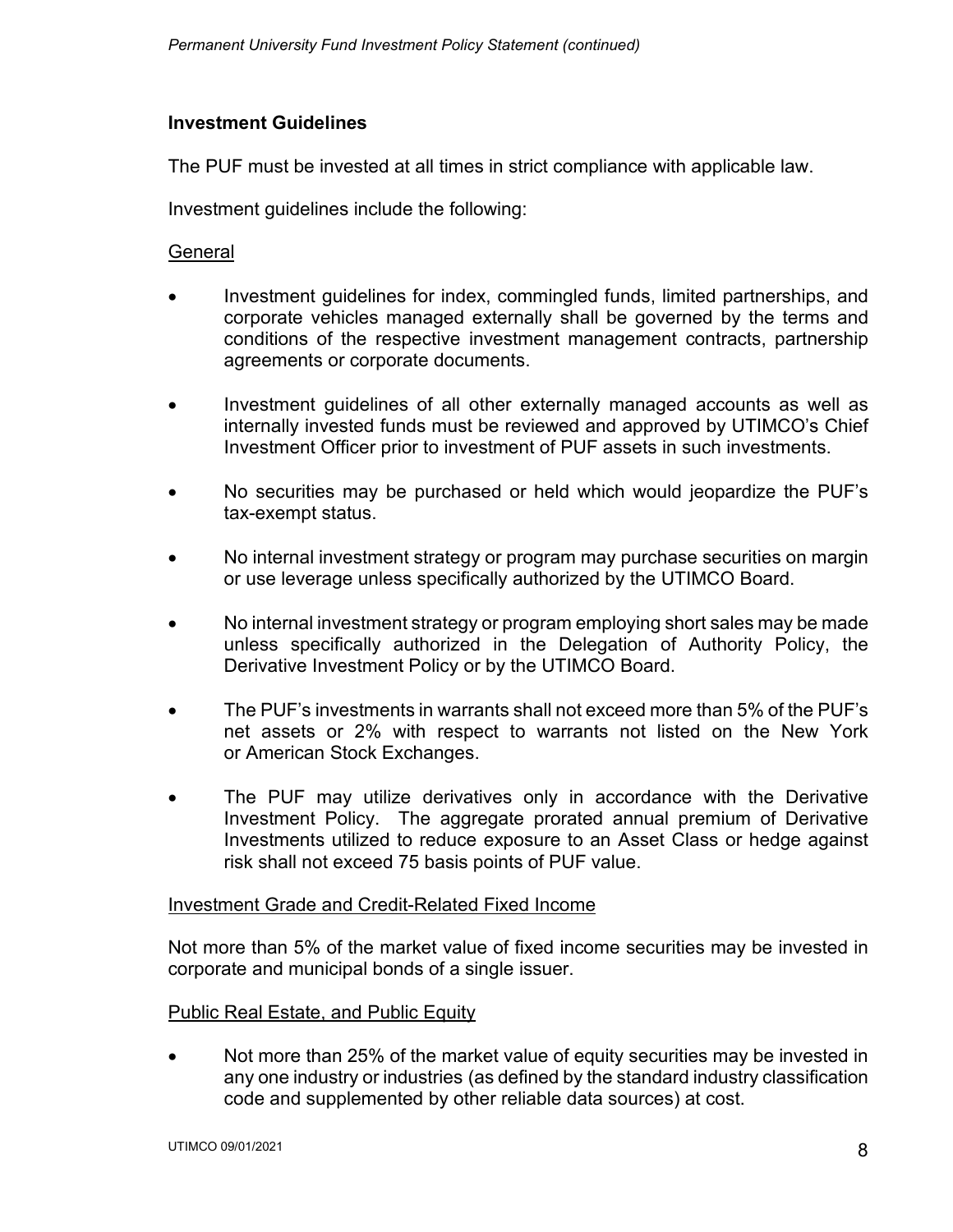## Investment Guidelines

The PUF must be invested at all times in strict compliance with applicable law.

Investment guidelines include the following:

General

- Investment guidelines for index, commingled funds, limited partnerships, and corporate vehicles managed externally shall be governed by the terms and conditions of the respective investment management contracts, partnership agreements or corporate documents.
- Investment guidelines of all other externally managed accounts as well as internally invested funds must be reviewed and approved by UTIMCO's Chief Investment Officer prior to investment of PUF assets in such investments.
- No securities may be purchased or held which would jeopardize the PUF's tax-exempt status.
- No internal investment strategy or program may purchase securities on margin or use leverage unless specifically authorized by the UTIMCO Board.
- No internal investment strategy or program employing short sales may be made unless specifically authorized in the Delegation of Authority Policy, the Derivative Investment Policy or by the UTIMCO Board.
- The PUF's investments in warrants shall not exceed more than 5% of the PUF's net assets or 2% with respect to warrants not listed on the New York or American Stock Exchanges.
- The PUF may utilize derivatives only in accordance with the Derivative Investment Policy. The aggregate prorated annual premium of Derivative Investments utilized to reduce exposure to an Asset Class or hedge against risk shall not exceed 75 basis points of PUF value.

Investment Grade and Credit-Related Fixed Income

Not more than 5% of the market value of fixed income securities may be invested in corporate and municipal bonds of a single issuer.

Public Real Estate, and Public Equity

- Not more than 25% of the market value of equity securities may be invested in any one industry or industries (as defined by the standard industry classification code and supplemented by other reliable data sources) at cost.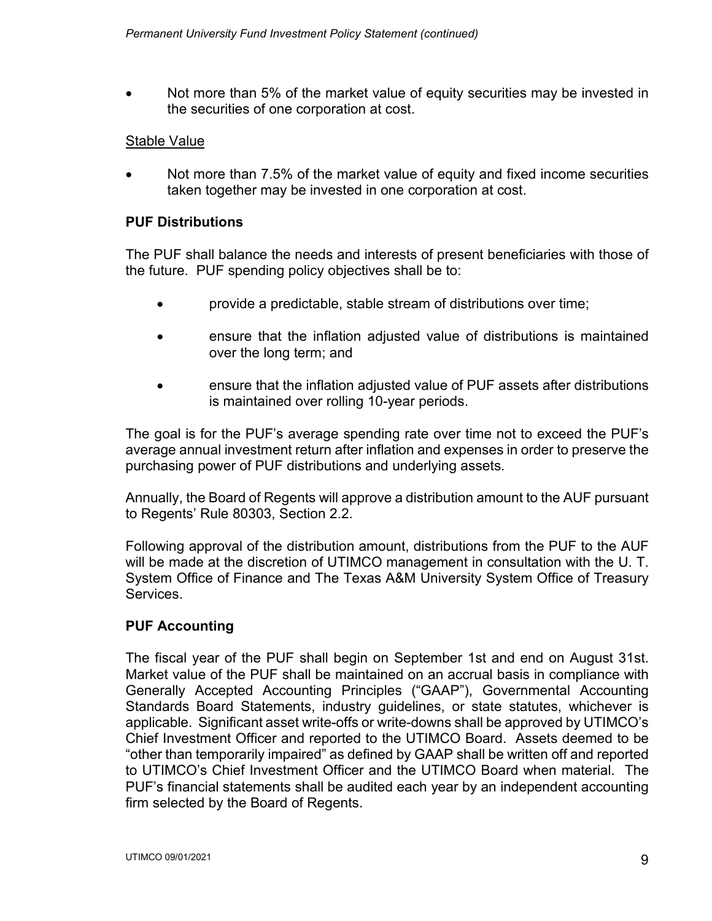- Not more than 5% of the market value of equity securities may be invested in the securities of one corporation at cost.

Stable Value

- Not more than 7.5% of the market value of equity and fixed income securities taken together may be invested in one corporation at cost.

**PUF Distributions**

The PUF shall balance the needs and interests of present beneficiaries with those of the future. PUF spending policy objectives shall be to:

- provide a predictable, stable stream of distributions over time;
- ensure that the inflation adjusted value of distributions is maintained over the long term; and
- ensure that the inflation adjusted value of PUF assets after distributions is maintained over rolling 10-year periods.

The goal is for the PUF's average spending rate over time not to exceed the PUF's average annual investment return after inflation and expenses in order to preserve the purchasing power of PUF distributions and underlying assets.

Annually, the Board of Regents will approve a distribution amount to the AUF pursuant to Regents' Rule 80303, Section 2.2.

Following approval of the distribution amount, distributions from the PUF to the AUF will be made at the discretion of UTIMCO management in consultation with the U. T. System Office of Finance and The Texas A&M University System Office of Treasury Services.

**PUF Accounting**

The fiscal year of the PUF shall begin on September 1st and end on August 31st. Market value of the PUF shall be maintained on an accrual basis in compliance with Generally Accepted Accounting Principles ("GAAP"), Governmental Accounting Standards Board Statements, industry guidelines, or state statutes, whichever is applicable. Significant asset write-offs or write-downs shall be approved by UTIMCO's Chief Investment Officer and reported to the UTIMCO Board. Assets deemed to be "other than temporarily impaired" as defined by GAAP shall be written off and reported to UTIMCO's Chief Investment Officer and the UTIMCO Board when material. The PUF's financial statements shall be audited each year by an independent accounting firm selected by the Board of Regents.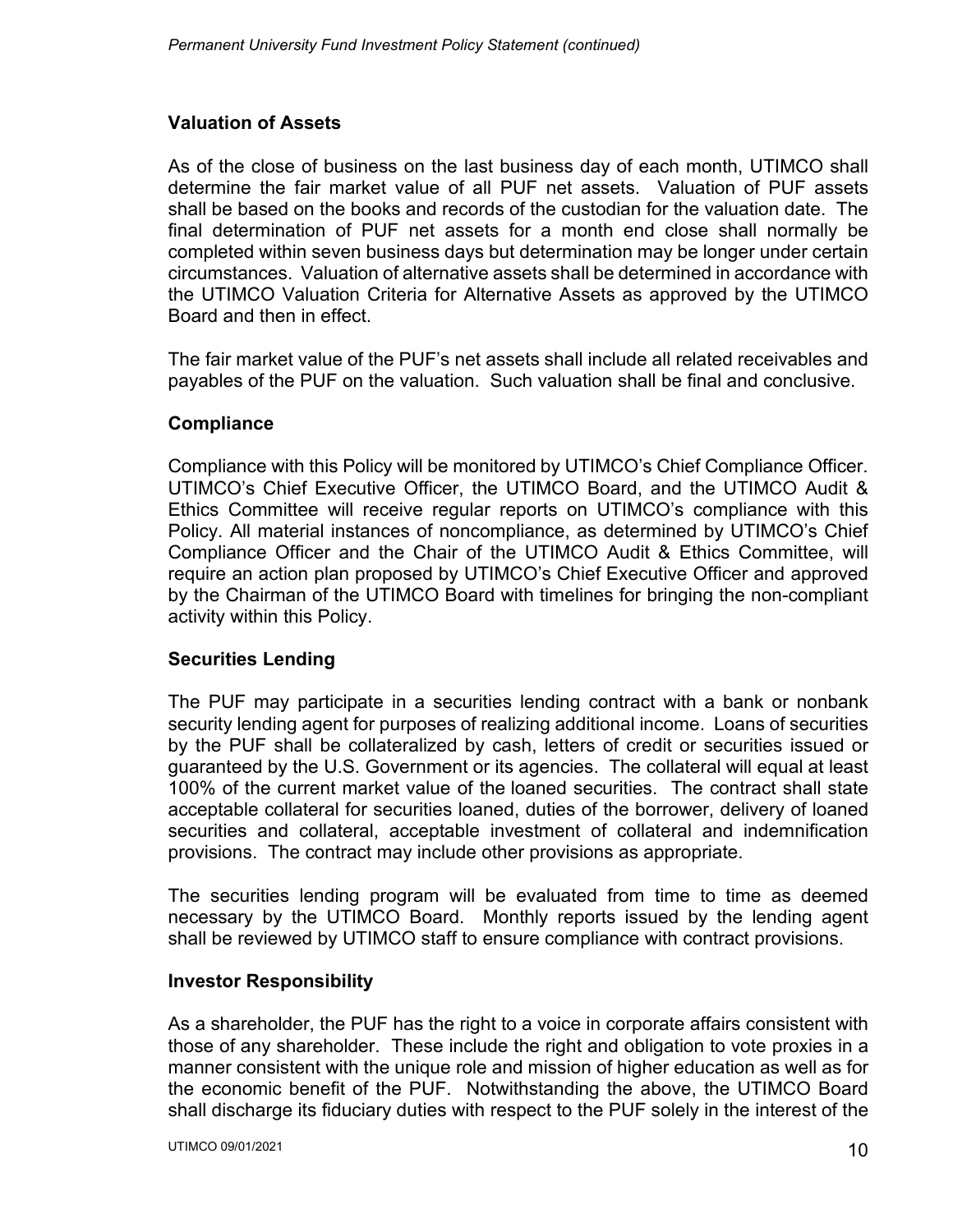## Valuation of Assets

As of the close of business on the last business day of each month, UTIMCO shall determine the fair market value of all PUF net assets. Valuation of PUF assets shall be based on the books and records of the custodian for the valuation date. The final determination of PUF net assets for a month end close shall normally be completed within seven business days but determination may be longer under certain circumstances. Valuation of alternative assets shall be determined in accordance with the UTIMCO Valuation Criteria for Alternative Assets as approved by the UTIMCO Board and then in effect.

The fair market value of the PUF's net assets shall include all related receivables and payables of the PUF on the valuation. Such valuation shall be final and conclusive.

## Compliance

Compliance with this Policy will be monitored by UTIMCO's Chief Compliance Officer. UTIMCO's Chief Executive Officer, the UTIMCO Board, and the UTIMCO Audit & Ethics Committee will receive regular reports on UTIMCO's compliance with this Policy. All material instances of noncompliance, as determined by UTIMCO's Chief Compliance Officer and the Chair of the UTIMCO Audit & Ethics Committee, will require an action plan proposed by UTIMCO's Chief Executive Officer and approved by the Chairman of the UTIMCO Board with timelines for bringing the non-compliant activity within this Policy.

## Securities Lending

The PUF may participate in a securities lending contract with a bank or nonbank security lending agent for purposes of realizing additional income. Loans of securities by the PUF shall be collateralized by cash, letters of credit or securities issued or guaranteed by the U.S. Government or its agencies. The collateral will equal at least 100% of the current market value of the loaned securities. The contract shall state acceptable collateral for securities loaned, duties of the borrower, delivery of loaned securities and collateral, acceptable investment of collateral and indemnification provisions. The contract may include other provisions as appropriate.

The securities lending program will be evaluated from time to time as deemed necessary by the UTIMCO Board. Monthly reports issued by the lending agent shall be reviewed by UTIMCO staff to ensure compliance with contract provisions.

## Investor Responsibility

As a shareholder, the PUF has the right to a voice in corporate affairs consistent with those of any shareholder. These include the right and obligation to vote proxies in a manner consistent with the unique role and mission of higher education as well as for the economic benefit of the PUF. Notwithstanding the above, the UTIMCO Board shall discharge its fiduciary duties with respect to the PUF solely in the interest of the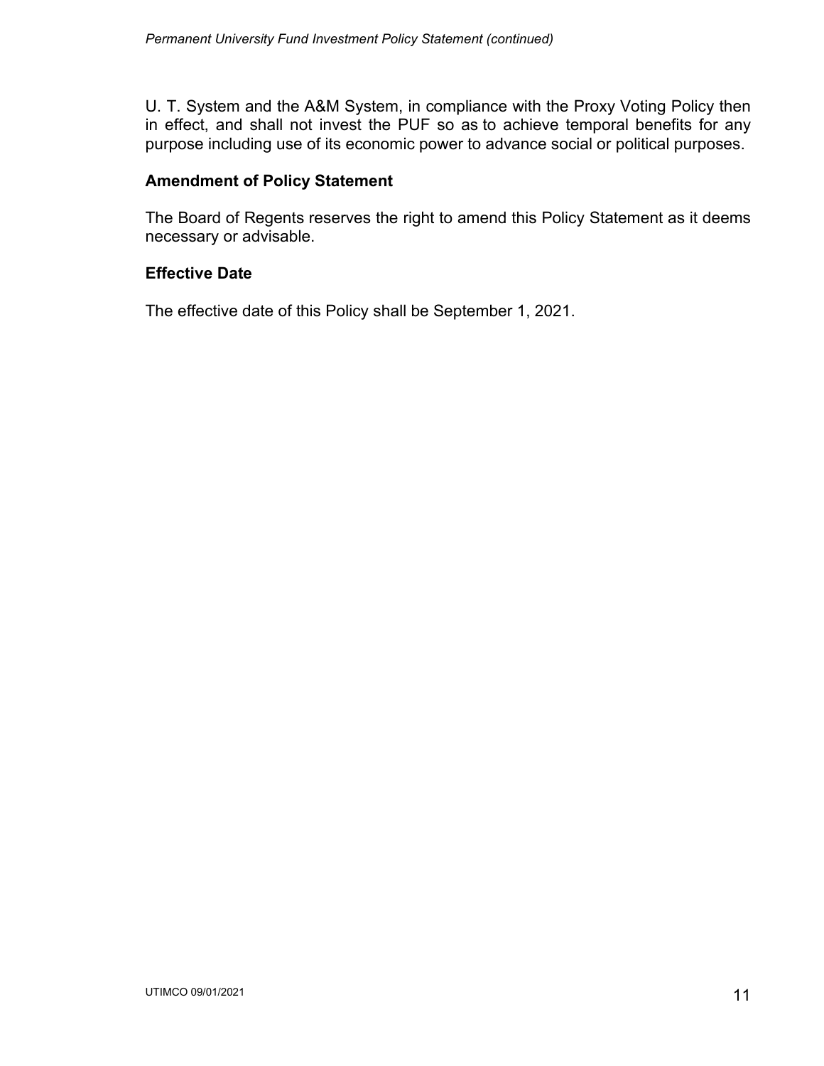U. T. System and the A&M System, in compliance with the Proxy Voting Policy then in effect, and shall not invest the PUF so as to achieve temporal benefits for any purpose including use of its economic power to advance social or political purposes.

## Amendment of Policy Statement

The Board of Regents reserves the right to amend this Policy Statement as it deems necessary or advisable.

## Effective Date

The effective date of this Policy shall be September 1, 2021.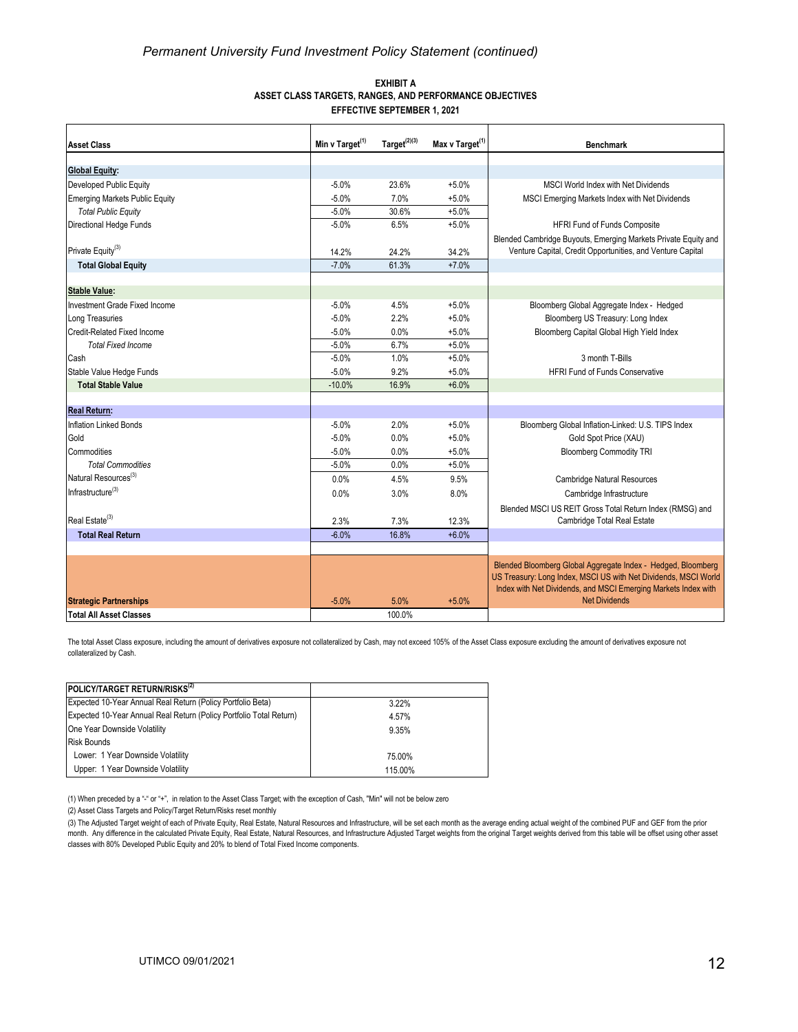**EXHIBIT A**
**ASSET CLASS TARGETS, RANGES, AND PERFORMANCE OBJECTIVES**
**EFFECTIVE SEPTEMBER 1, 2021**

| Asset Class | Min v Target[1] | Target[2][3] | Max v Target[1] | Benchmark |
|---|---|---|---|---|
| **Global Equity:** | | | | |
| Developed Public Equity | -5.0% | 23.6% | +5.0% | MSCI World Index with Net Dividends |
| Emerging Markets Public Equity | -5.0% | 7.0% | +5.0% | MSCI Emerging Markets Index with Net Dividends |
| *Total Public Equity* | -5.0% | 30.6% | +5.0% | |
| Directional Hedge Funds | -5.0% | 6.5% | +5.0% | HFRI Fund of Funds Composite |
| Private Equity[3] | 14.2% | 24.2% | 34.2% | Blended Cambridge Buyouts, Emerging Markets Private Equity and Venture Capital, Credit Opportunities, and Venture Capital |
| **Total Global Equity** | -7.0% | 61.3% | +7.0% | |
| **Stable Value:** | | | | |
| Investment Grade Fixed Income | -5.0% | 4.5% | +5.0% | Bloomberg Global Aggregate Index - Hedged |
| Long Treasuries | -5.0% | 2.2% | +5.0% | Bloomberg US Treasury: Long Index |
| Credit-Related Fixed Income | -5.0% | 0.0% | +5.0% | Bloomberg Capital Global High Yield Index |
| *Total Fixed Income* | -5.0% | 6.7% | +5.0% | |
| Cash | -5.0% | 1.0% | +5.0% | 3 month T-Bills |
| Stable Value Hedge Funds | -5.0% | 9.2% | +5.0% | HFRI Fund of Funds Conservative |
| **Total Stable Value** | -10.0% | 16.9% | +6.0% | |
| **Real Return:** | | | | |
| Inflation Linked Bonds | -5.0% | 2.0% | +5.0% | Bloomberg Global Inflation-Linked: U.S. TIPS Index |
| Gold | -5.0% | 0.0% | +5.0% | Gold Spot Price (XAU) |
| Commodities | -5.0% | 0.0% | +5.0% | Bloomberg Commodity TRI |
| *Total Commodities* | -5.0% | 0.0% | +5.0% | |
| Natural Resources[3] | 0.0% | 4.5% | 9.5% | Cambridge Natural Resources |
| Infrastructure[3] | 0.0% | 3.0% | 8.0% | Cambridge Infrastructure |
| Real Estate[3] | 2.3% | 7.3% | 12.3% | Blended MSCI US REIT Gross Total Return Index (RMSG) and Cambridge Total Real Estate |
| **Total Real Return** | -6.0% | 16.8% | +6.0% | |
| **Strategic Partnerships** | -5.0% | 5.0% | +5.0% | Blended Bloomberg Global Aggregate Index - Hedged, Bloomberg US Treasury: Long Index, MSCI US with Net Dividends, MSCI World Index with Net Dividends, and MSCI Emerging Markets Index with Net Dividends |
| **Total All Asset Classes** | | 100.0% | | |

The total Asset Class exposure, including the amount of derivatives exposure not collateralized by Cash, may not exceed 105% of the Asset Class exposure excluding the amount of derivatives exposure not collateralized by Cash.

| POLICY/TARGET RETURN/RISKS[2] | |
|---|---|
| Expected 10-Year Annual Real Return (Policy Portfolio Beta) | 3.22% |
| Expected 10-Year Annual Real Return (Policy Portfolio Total Return) | 4.57% |
| One Year Downside Volatility | 9.35% |
| Risk Bounds | |
| Lower: 1 Year Downside Volatility | 75.00% |
| Upper: 1 Year Downside Volatility | 115.00% |

(1) When preceded by a "-" or "+", in relation to the Asset Class Target; with the exception of Cash, "Min" will not be below zero

(2) Asset Class Targets and Policy/Target Return/Risks reset monthly

(3) The Adjusted Target weight of each of Private Equity, Real Estate, Natural Resources and Infrastructure, will be set each month as the average ending actual weight of the combined PUF and GEF from the prior month. Any difference in the calculated Private Equity, Real Estate, Natural Resources, and Infrastructure Adjusted Target weights from the original Target weights derived from this table will be offset using other asset classes with 80% Developed Public Equity and 20% to blend of Total Fixed Income components.